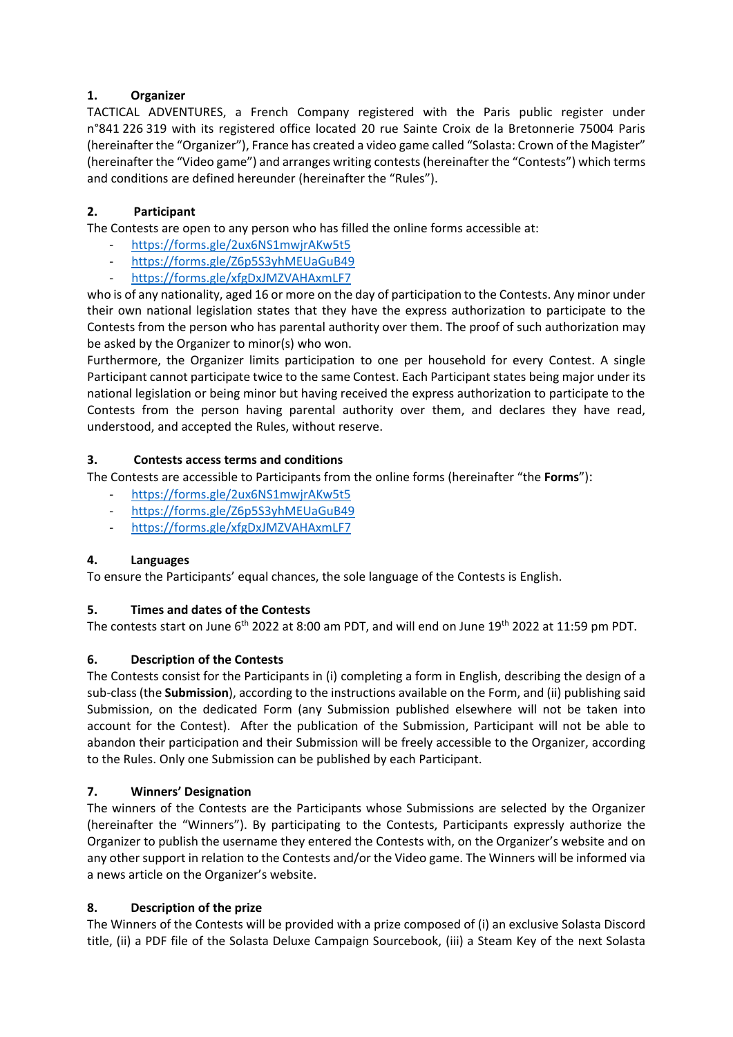## 1. Organizer

TACTICAL ADVENTURES, a French Company registered with the Paris public register under n°841 226 319 with its registered office located 20 rue Sainte Croix de la Bretonnerie 75004 Paris (hereinafter the "Organizer"), France has created a video game called "Solasta: Crown of the Magister" (hereinafter the "Video game") and arranges writing contests (hereinafter the "Contests") which terms and conditions are defined hereunder (hereinafter the "Rules").

## 2. Participant

The Contests are open to any person who has filled the online forms accessible at:

- https://forms.gle/2ux6NS1mwjrAKw5t5
- https://forms.gle/Z6p5S3yhMEUaGuB49
- https://forms.gle/xfgDxJMZVAHAxmLF7

who is of any nationality, aged 16 or more on the day of participation to the Contests. Any minor under their own national legislation states that they have the express authorization to participate to the Contests from the person who has parental authority over them. The proof of such authorization may be asked by the Organizer to minor(s) who won.

Furthermore, the Organizer limits participation to one per household for every Contest. A single Participant cannot participate twice to the same Contest. Each Participant states being major under its national legislation or being minor but having received the express authorization to participate to the Contests from the person having parental authority over them, and declares they have read, understood, and accepted the Rules, without reserve.

## 3. Contests access terms and conditions

The Contests are accessible to Participants from the online forms (hereinafter "the **Forms**"):

- https://forms.gle/2ux6NS1mwjrAKw5t5
- https://forms.gle/Z6p5S3yhMEUaGuB49
- https://forms.gle/xfgDxJMZVAHAxmLF7

## 4. Languages

To ensure the Participants' equal chances, the sole language of the Contests is English.

## 5. Times and dates of the Contests

The contests start on June 6th 2022 at 8:00 am PDT, and will end on June 19th 2022 at 11:59 pm PDT.

## 6. Description of the Contests

The Contests consist for the Participants in (i) completing a form in English, describing the design of a sub-class (the **Submission**), according to the instructions available on the Form, and (ii) publishing said Submission, on the dedicated Form (any Submission published elsewhere will not be taken into account for the Contest). After the publication of the Submission, Participant will not be able to abandon their participation and their Submission will be freely accessible to the Organizer, according to the Rules. Only one Submission can be published by each Participant.

## 7. Winners' Designation

The winners of the Contests are the Participants whose Submissions are selected by the Organizer (hereinafter the "Winners"). By participating to the Contests, Participants expressly authorize the Organizer to publish the username they entered the Contests with, on the Organizer's website and on any other support in relation to the Contests and/or the Video game. The Winners will be informed via a news article on the Organizer's website.

## 8. Description of the prize

The Winners of the Contests will be provided with a prize composed of (i) an exclusive Solasta Discord title, (ii) a PDF file of the Solasta Deluxe Campaign Sourcebook, (iii) a Steam Key of the next Solasta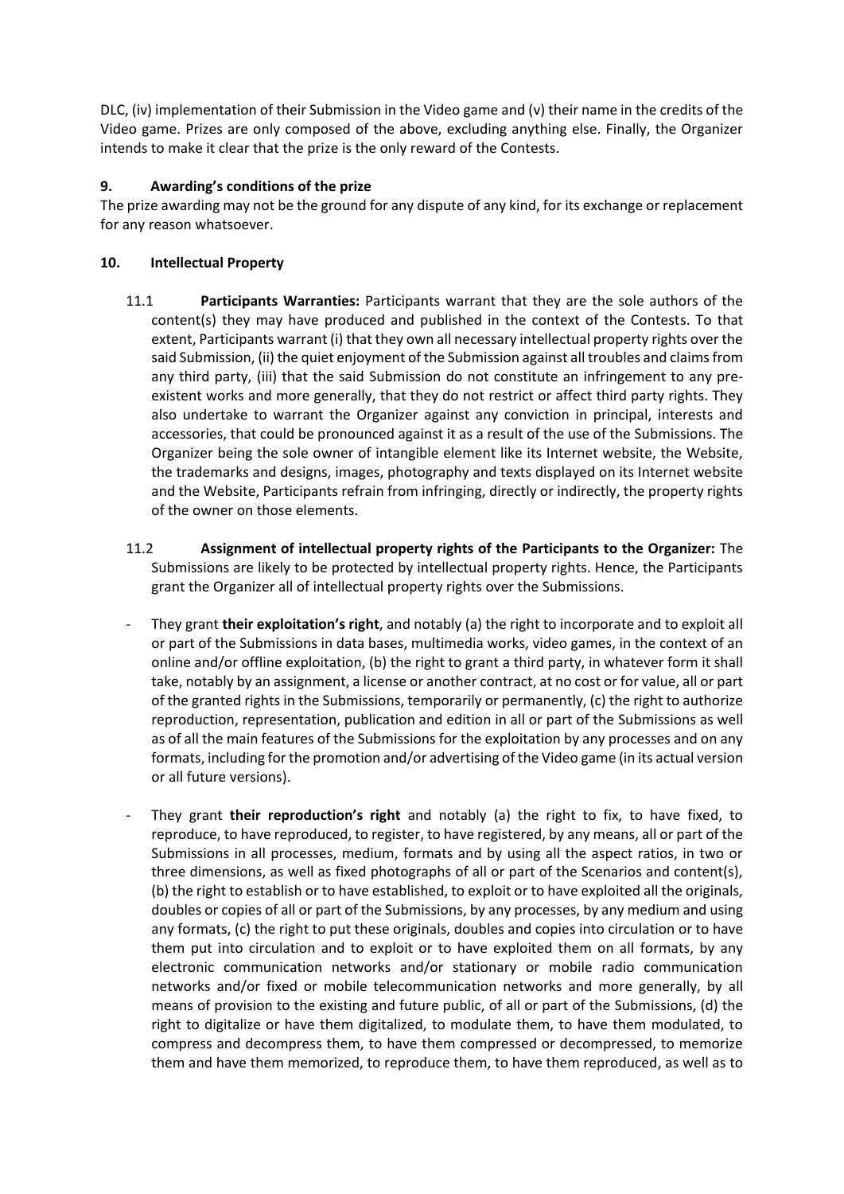DLC, (iv) implementation of their Submission in the Video game and (v) their name in the credits of the Video game. Prizes are only composed of the above, excluding anything else. Finally, the Organizer intends to make it clear that the prize is the only reward of the Contests.

## 9. Awarding's conditions of the prize

The prize awarding may not be the ground for any dispute of any kind, for its exchange or replacement for any reason whatsoever.

## 10. Intellectual Property

11.1 **Participants Warranties:** Participants warrant that they are the sole authors of the content(s) they may have produced and published in the context of the Contests. To that extent, Participants warrant (i) that they own all necessary intellectual property rights over the said Submission, (ii) the quiet enjoyment of the Submission against all troubles and claims from any third party, (iii) that the said Submission do not constitute an infringement to any pre-existent works and more generally, that they do not restrict or affect third party rights. They also undertake to warrant the Organizer against any conviction in principal, interests and accessories, that could be pronounced against it as a result of the use of the Submissions. The Organizer being the sole owner of intangible element like its Internet website, the Website, the trademarks and designs, images, photography and texts displayed on its Internet website and the Website, Participants refrain from infringing, directly or indirectly, the property rights of the owner on those elements.

11.2 **Assignment of intellectual property rights of the Participants to the Organizer:** The Submissions are likely to be protected by intellectual property rights. Hence, the Participants grant the Organizer all of intellectual property rights over the Submissions.

- They grant **their exploitation's right**, and notably (a) the right to incorporate and to exploit all or part of the Submissions in data bases, multimedia works, video games, in the context of an online and/or offline exploitation, (b) the right to grant a third party, in whatever form it shall take, notably by an assignment, a license or another contract, at no cost or for value, all or part of the granted rights in the Submissions, temporarily or permanently, (c) the right to authorize reproduction, representation, publication and edition in all or part of the Submissions as well as of all the main features of the Submissions for the exploitation by any processes and on any formats, including for the promotion and/or advertising of the Video game (in its actual version or all future versions).

- They grant **their reproduction's right** and notably (a) the right to fix, to have fixed, to reproduce, to have reproduced, to register, to have registered, by any means, all or part of the Submissions in all processes, medium, formats and by using all the aspect ratios, in two or three dimensions, as well as fixed photographs of all or part of the Scenarios and content(s), (b) the right to establish or to have established, to exploit or to have exploited all the originals, doubles or copies of all or part of the Submissions, by any processes, by any medium and using any formats, (c) the right to put these originals, doubles and copies into circulation or to have them put into circulation and to exploit or to have exploited them on all formats, by any electronic communication networks and/or stationary or mobile radio communication networks and/or fixed or mobile telecommunication networks and more generally, by all means of provision to the existing and future public, of all or part of the Submissions, (d) the right to digitalize or have them digitalized, to modulate them, to have them modulated, to compress and decompress them, to have them compressed or decompressed, to memorize them and have them memorized, to reproduce them, to have them reproduced, as well as to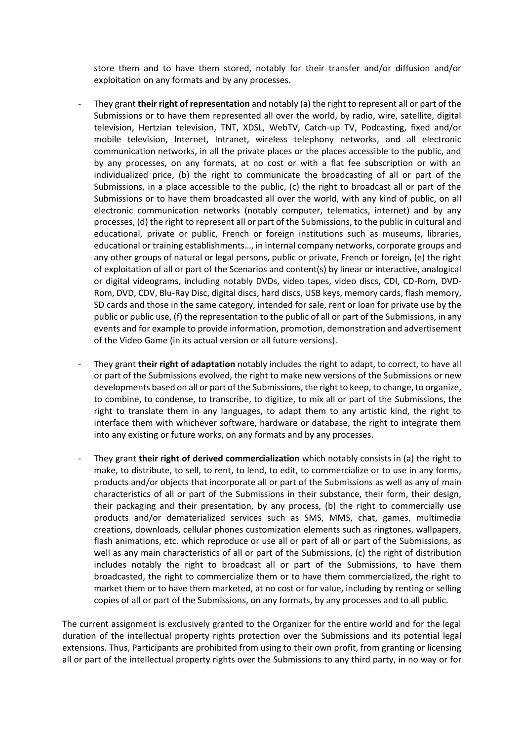store them and to have them stored, notably for their transfer and/or diffusion and/or exploitation on any formats and by any processes.

- They grant **their right of representation** and notably (a) the right to represent all or part of the Submissions or to have them represented all over the world, by radio, wire, satellite, digital television, Hertzian television, TNT, XDSL, WebTV, Catch-up TV, Podcasting, fixed and/or mobile television, Internet, Intranet, wireless telephony networks, and all electronic communication networks, in all the private places or the places accessible to the public, and by any processes, on any formats, at no cost or with a flat fee subscription or with an individualized price, (b) the right to communicate the broadcasting of all or part of the Submissions, in a place accessible to the public, (c) the right to broadcast all or part of the Submissions or to have them broadcasted all over the world, with any kind of public, on all electronic communication networks (notably computer, telematics, internet) and by any processes, (d) the right to represent all or part of the Submissions, to the public in cultural and educational, private or public, French or foreign institutions such as museums, libraries, educational or training establishments…, in internal company networks, corporate groups and any other groups of natural or legal persons, public or private, French or foreign, (e) the right of exploitation of all or part of the Scenarios and content(s) by linear or interactive, analogical or digital videograms, including notably DVDs, video tapes, video discs, CDI, CD-Rom, DVD-Rom, DVD, CDV, Blu-Ray Disc, digital discs, hard discs, USB keys, memory cards, flash memory, SD cards and those in the same category, intended for sale, rent or loan for private use by the public or public use, (f) the representation to the public of all or part of the Submissions, in any events and for example to provide information, promotion, demonstration and advertisement of the Video Game (in its actual version or all future versions).

- They grant **their right of adaptation** notably includes the right to adapt, to correct, to have all or part of the Submissions evolved, the right to make new versions of the Submissions or new developments based on all or part of the Submissions, the right to keep, to change, to organize, to combine, to condense, to transcribe, to digitize, to mix all or part of the Submissions, the right to translate them in any languages, to adapt them to any artistic kind, the right to interface them with whichever software, hardware or database, the right to integrate them into any existing or future works, on any formats and by any processes.

- They grant **their right of derived commercialization** which notably consists in (a) the right to make, to distribute, to sell, to rent, to lend, to edit, to commercialize or to use in any forms, products and/or objects that incorporate all or part of the Submissions as well as any of main characteristics of all or part of the Submissions in their substance, their form, their design, their packaging and their presentation, by any process, (b) the right to commercially use products and/or dematerialized services such as SMS, MMS, chat, games, multimedia creations, downloads, cellular phones customization elements such as ringtones, wallpapers, flash animations, etc. which reproduce or use all or part of all or part of the Submissions, as well as any main characteristics of all or part of the Submissions, (c) the right of distribution includes notably the right to broadcast all or part of the Submissions, to have them broadcasted, the right to commercialize them or to have them commercialized, the right to market them or to have them marketed, at no cost or for value, including by renting or selling copies of all or part of the Submissions, on any formats, by any processes and to all public.

The current assignment is exclusively granted to the Organizer for the entire world and for the legal duration of the intellectual property rights protection over the Submissions and its potential legal extensions. Thus, Participants are prohibited from using to their own profit, from granting or licensing all or part of the intellectual property rights over the Submissions to any third party, in no way or for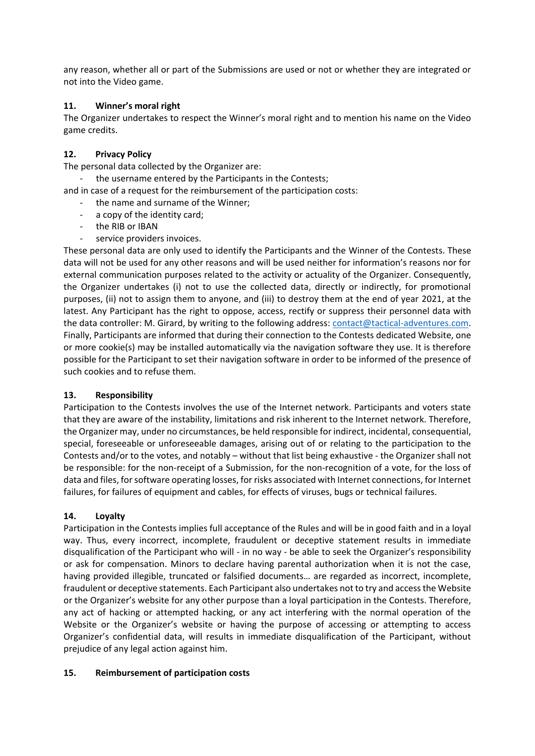any reason, whether all or part of the Submissions are used or not or whether they are integrated or not into the Video game.

### 11. Winner's moral right

The Organizer undertakes to respect the Winner's moral right and to mention his name on the Video game credits.

### 12. Privacy Policy

The personal data collected by the Organizer are:

- the username entered by the Participants in the Contests;

and in case of a request for the reimbursement of the participation costs:

- the name and surname of the Winner;
- a copy of the identity card;
- the RIB or IBAN
- service providers invoices.

These personal data are only used to identify the Participants and the Winner of the Contests. These data will not be used for any other reasons and will be used neither for information's reasons nor for external communication purposes related to the activity or actuality of the Organizer. Consequently, the Organizer undertakes (i) not to use the collected data, directly or indirectly, for promotional purposes, (ii) not to assign them to anyone, and (iii) to destroy them at the end of year 2021, at the latest. Any Participant has the right to oppose, access, rectify or suppress their personnel data with the data controller: M. Girard, by writing to the following address: contact@tactical-adventures.com. Finally, Participants are informed that during their connection to the Contests dedicated Website, one or more cookie(s) may be installed automatically via the navigation software they use. It is therefore possible for the Participant to set their navigation software in order to be informed of the presence of such cookies and to refuse them.

### 13. Responsibility

Participation to the Contests involves the use of the Internet network. Participants and voters state that they are aware of the instability, limitations and risk inherent to the Internet network. Therefore, the Organizer may, under no circumstances, be held responsible for indirect, incidental, consequential, special, foreseeable or unforeseeable damages, arising out of or relating to the participation to the Contests and/or to the votes, and notably – without that list being exhaustive - the Organizer shall not be responsible: for the non-receipt of a Submission, for the non-recognition of a vote, for the loss of data and files, for software operating losses, for risks associated with Internet connections, for Internet failures, for failures of equipment and cables, for effects of viruses, bugs or technical failures.

### 14. Loyalty

Participation in the Contests implies full acceptance of the Rules and will be in good faith and in a loyal way. Thus, every incorrect, incomplete, fraudulent or deceptive statement results in immediate disqualification of the Participant who will - in no way - be able to seek the Organizer's responsibility or ask for compensation. Minors to declare having parental authorization when it is not the case, having provided illegible, truncated or falsified documents… are regarded as incorrect, incomplete, fraudulent or deceptive statements. Each Participant also undertakes not to try and access the Website or the Organizer's website for any other purpose than a loyal participation in the Contests. Therefore, any act of hacking or attempted hacking, or any act interfering with the normal operation of the Website or the Organizer's website or having the purpose of accessing or attempting to access Organizer's confidential data, will results in immediate disqualification of the Participant, without prejudice of any legal action against him.

### 15. Reimbursement of participation costs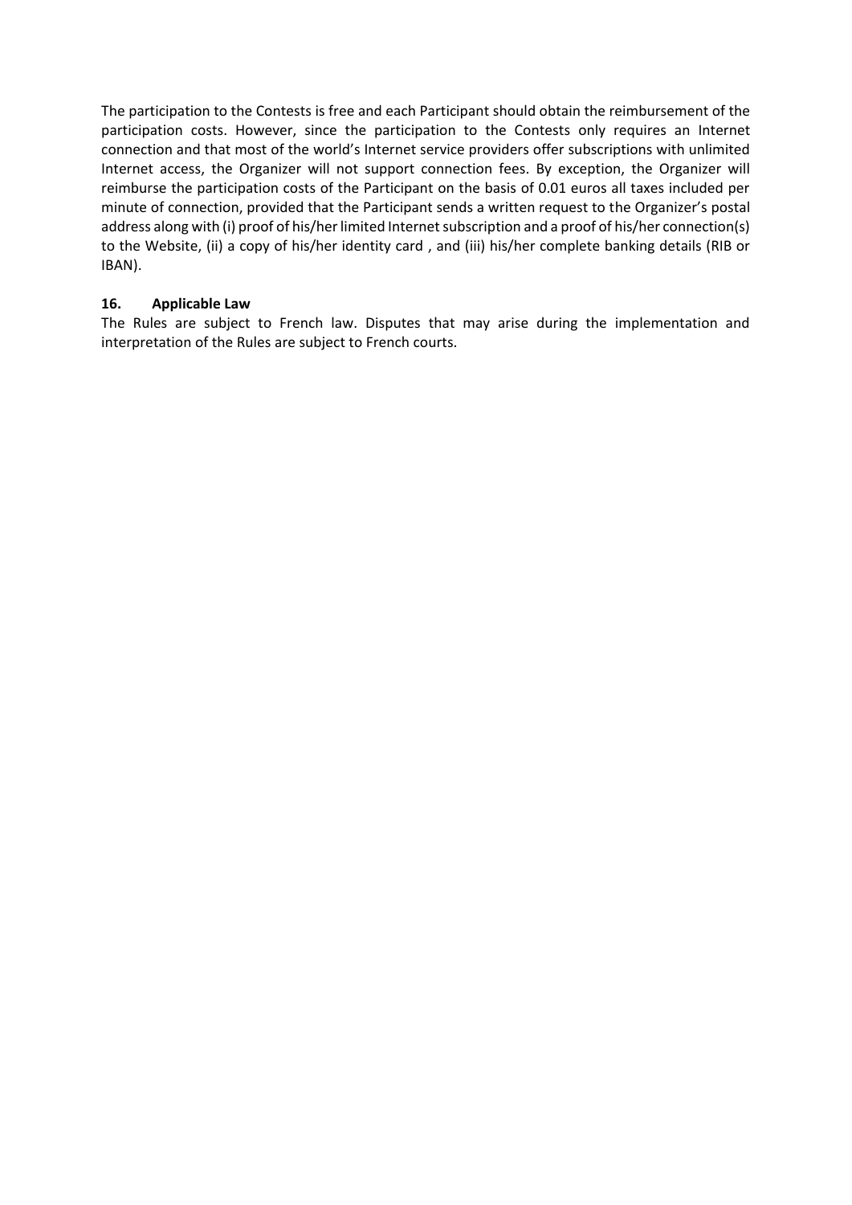The participation to the Contests is free and each Participant should obtain the reimbursement of the participation costs. However, since the participation to the Contests only requires an Internet connection and that most of the world's Internet service providers offer subscriptions with unlimited Internet access, the Organizer will not support connection fees. By exception, the Organizer will reimburse the participation costs of the Participant on the basis of 0.01 euros all taxes included per minute of connection, provided that the Participant sends a written request to the Organizer's postal address along with (i) proof of his/her limited Internet subscription and a proof of his/her connection(s) to the Website, (ii) a copy of his/her identity card , and (iii) his/her complete banking details (RIB or IBAN).

### 16. Applicable Law

The Rules are subject to French law. Disputes that may arise during the implementation and interpretation of the Rules are subject to French courts.